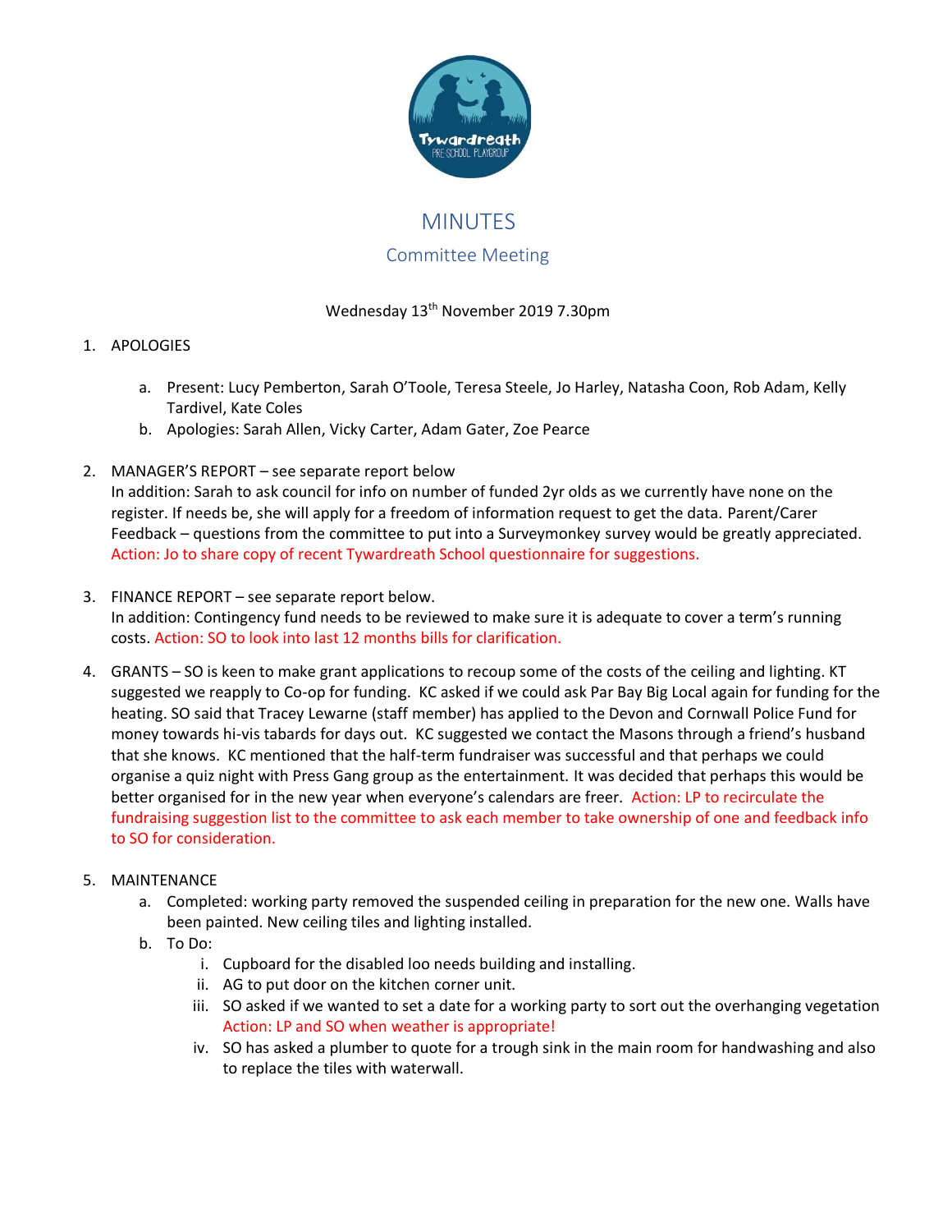# MINUTES

## Committee Meeting

Wednesday 13th November 2019 7.30pm

1. APOLOGIES
    a. Present: Lucy Pemberton, Sarah O'Toole, Teresa Steele, Jo Harley, Natasha Coon, Rob Adam, Kelly Tardivel, Kate Coles
    b. Apologies: Sarah Allen, Vicky Carter, Adam Gater, Zoe Pearce

2. MANAGER'S REPORT – see separate report below
   In addition: Sarah to ask council for info on number of funded 2yr olds as we currently have none on the register. If needs be, she will apply for a freedom of information request to get the data. Parent/Carer Feedback – questions from the committee to put into a Surveymonkey survey would be greatly appreciated. Action: Jo to share copy of recent Tywardreath School questionnaire for suggestions.

3. FINANCE REPORT – see separate report below.
   In addition: Contingency fund needs to be reviewed to make sure it is adequate to cover a term's running costs. Action: SO to look into last 12 months bills for clarification.

4. GRANTS – SO is keen to make grant applications to recoup some of the costs of the ceiling and lighting. KT suggested we reapply to Co-op for funding. KC asked if we could ask Par Bay Big Local again for funding for the heating. SO said that Tracey Lewarne (staff member) has applied to the Devon and Cornwall Police Fund for money towards hi-vis tabards for days out. KC suggested we contact the Masons through a friend's husband that she knows. KC mentioned that the half-term fundraiser was successful and that perhaps we could organise a quiz night with Press Gang group as the entertainment. It was decided that perhaps this would be better organised for in the new year when everyone's calendars are freer. Action: LP to recirculate the fundraising suggestion list to the committee to ask each member to take ownership of one and feedback info to SO for consideration.

5. MAINTENANCE
    a. Completed: working party removed the suspended ceiling in preparation for the new one. Walls have been painted. New ceiling tiles and lighting installed.
    b. To Do:
        i. Cupboard for the disabled loo needs building and installing.
        ii. AG to put door on the kitchen corner unit.
        iii. SO asked if we wanted to set a date for a working party to sort out the overhanging vegetation Action: LP and SO when weather is appropriate!
        iv. SO has asked a plumber to quote for a trough sink in the main room for handwashing and also to replace the tiles with waterwall.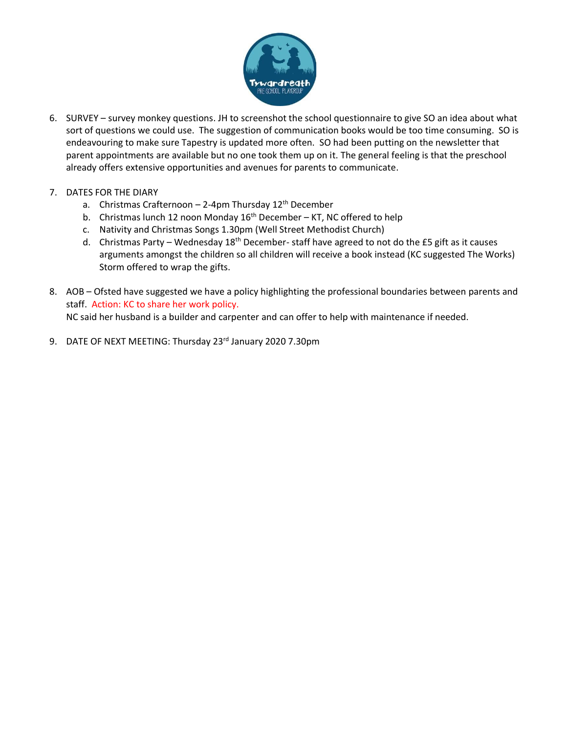6. SURVEY – survey monkey questions. JH to screenshot the school questionnaire to give SO an idea about what sort of questions we could use. The suggestion of communication books would be too time consuming. SO is endeavouring to make sure Tapestry is updated more often. SO had been putting on the newsletter that parent appointments are available but no one took them up on it. The general feeling is that the preschool already offers extensive opportunities and avenues for parents to communicate.

7. DATES FOR THE DIARY
   a. Christmas Crafternoon – 2-4pm Thursday 12th December
   b. Christmas lunch 12 noon Monday 16th December – KT, NC offered to help
   c. Nativity and Christmas Songs 1.30pm (Well Street Methodist Church)
   d. Christmas Party – Wednesday 18th December- staff have agreed to not do the £5 gift as it causes arguments amongst the children so all children will receive a book instead (KC suggested The Works) Storm offered to wrap the gifts.

8. AOB – Ofsted have suggested we have a policy highlighting the professional boundaries between parents and staff. Action: KC to share her work policy.
   NC said her husband is a builder and carpenter and can offer to help with maintenance if needed.

9. DATE OF NEXT MEETING: Thursday 23rd January 2020 7.30pm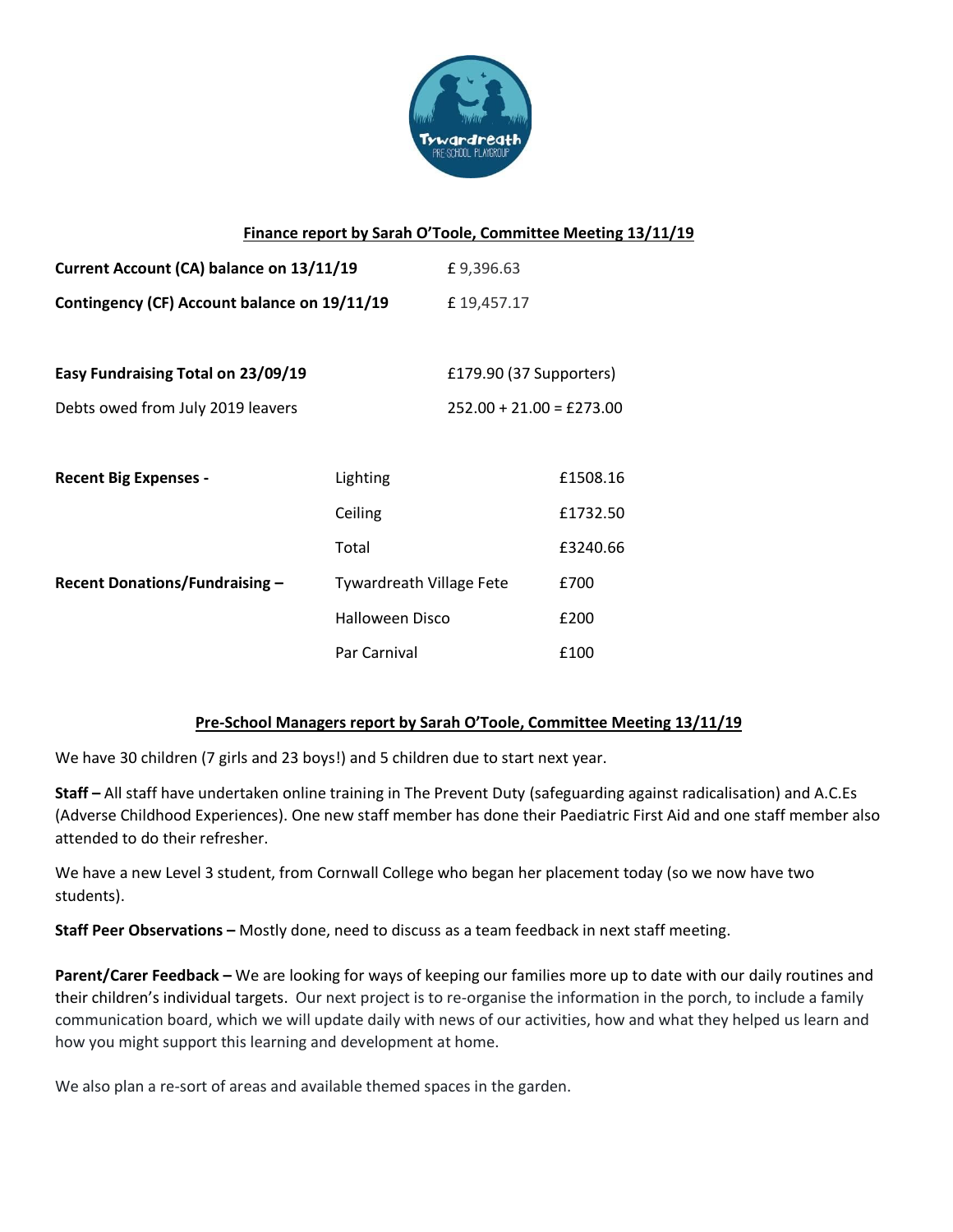## Finance report by Sarah O'Toole, Committee Meeting 13/11/19

| | |
|---|---|
| **Current Account (CA) balance on 13/11/19** | £ 9,396.63 |
| **Contingency (CF) Account balance on 19/11/19** | £ 19,457.17 |
| **Easy Fundraising Total on 23/09/19** | £179.90 (37 Supporters) |
| Debts owed from July 2019 leavers | 252.00 + 21.00 = £273.00 |

| | | |
|---|---|---|
| **Recent Big Expenses -** | Lighting | £1508.16 |
| | Ceiling | £1732.50 |
| | Total | £3240.66 |
| **Recent Donations/Fundraising –** | Tywardreath Village Fete | £700 |
| | Halloween Disco | £200 |
| | Par Carnival | £100 |

## Pre-School Managers report by Sarah O'Toole, Committee Meeting 13/11/19

We have 30 children (7 girls and 23 boys!) and 5 children due to start next year.

**Staff –** All staff have undertaken online training in The Prevent Duty (safeguarding against radicalisation) and A.C.Es (Adverse Childhood Experiences). One new staff member has done their Paediatric First Aid and one staff member also attended to do their refresher.

We have a new Level 3 student, from Cornwall College who began her placement today (so we now have two students).

**Staff Peer Observations –** Mostly done, need to discuss as a team feedback in next staff meeting.

**Parent/Carer Feedback –** We are looking for ways of keeping our families more up to date with our daily routines and their children's individual targets. Our next project is to re-organise the information in the porch, to include a family communication board, which we will update daily with news of our activities, how and what they helped us learn and how you might support this learning and development at home.

We also plan a re-sort of areas and available themed spaces in the garden.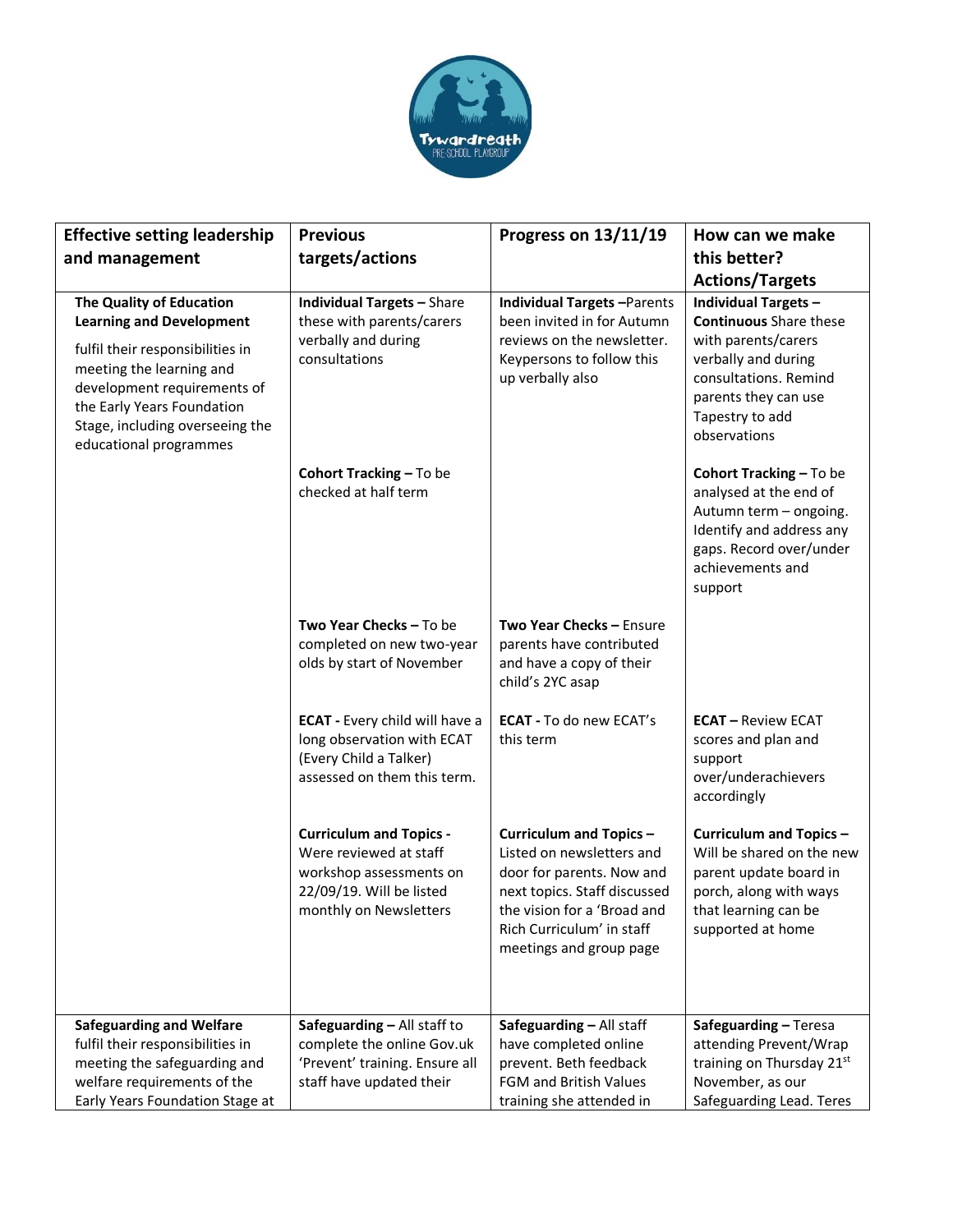| Effective setting leadership and management | Previous targets/actions | Progress on 13/11/19 | How can we make this better? Actions/Targets |
|---|---|---|---|
| **The Quality of Education Learning and Development** fulfil their responsibilities in meeting the learning and development requirements of the Early Years Foundation Stage, including overseeing the educational programmes | **Individual Targets –** Share these with parents/carers verbally and during consultations | **Individual Targets –**Parents been invited in for Autumn reviews on the newsletter. Keypersons to follow this up verbally also | **Individual Targets – Continuous** Share these with parents/carers verbally and during consultations. Remind parents they can use Tapestry to add observations |
| | **Cohort Tracking –** To be checked at half term | | **Cohort Tracking –** To be analysed at the end of Autumn term – ongoing. Identify and address any gaps. Record over/under achievements and support |
| | **Two Year Checks –** To be completed on new two-year olds by start of November | **Two Year Checks –** Ensure parents have contributed and have a copy of their child's 2YC asap | |
| | **ECAT -** Every child will have a long observation with ECAT (Every Child a Talker) assessed on them this term. | **ECAT -** To do new ECAT's this term | **ECAT –** Review ECAT scores and plan and support over/underachievers accordingly |
| | **Curriculum and Topics -** Were reviewed at staff workshop assessments on 22/09/19. Will be listed monthly on Newsletters | **Curriculum and Topics –** Listed on newsletters and door for parents. Now and next topics. Staff discussed the vision for a 'Broad and Rich Curriculum' in staff meetings and group page | **Curriculum and Topics –** Will be shared on the new parent update board in porch, along with ways that learning can be supported at home |
| **Safeguarding and Welfare** fulfil their responsibilities in meeting the safeguarding and welfare requirements of the Early Years Foundation Stage at | **Safeguarding –** All staff to complete the online Gov.uk 'Prevent' training. Ensure all staff have updated their | **Safeguarding –** All staff have completed online prevent. Beth feedback FGM and British Values training she attended in | **Safeguarding –** Teresa attending Prevent/Wrap training on Thursday 21st November, as our Safeguarding Lead. Teres |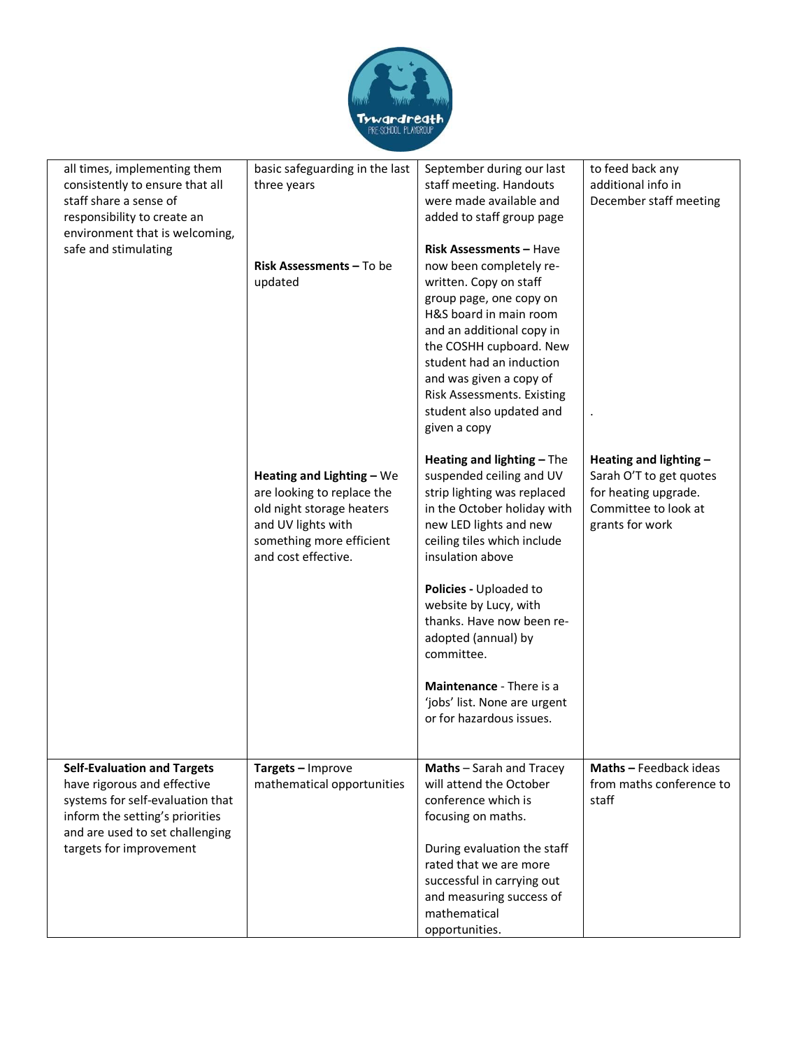| | | | |
|---|---|---|---|
| all times, implementing them consistently to ensure that all staff share a sense of responsibility to create an environment that is welcoming, safe and stimulating | basic safeguarding in the last three years<br><br>**Risk Assessments –** To be updated<br><br>**Heating and Lighting –** We are looking to replace the old night storage heaters and UV lights with something more efficient and cost effective. | September during our last staff meeting. Handouts were made available and added to staff group page<br><br>**Risk Assessments –** Have now been completely re-written. Copy on staff group page, one copy on H&S board in main room and an additional copy in the COSHH cupboard. New student had an induction and was given a copy of Risk Assessments. Existing student also updated and given a copy<br><br>**Heating and lighting –** The suspended ceiling and UV strip lighting was replaced in the October holiday with new LED lights and new ceiling tiles which include insulation above<br><br>**Policies -** Uploaded to website by Lucy, with thanks. Have now been re-adopted (annual) by committee.<br><br>**Maintenance** - There is a 'jobs' list. None are urgent or for hazardous issues. | to feed back any additional info in December staff meeting<br><br>.<br><br>**Heating and lighting –** Sarah O'T to get quotes for heating upgrade. Committee to look at grants for work |
| **Self-Evaluation and Targets** have rigorous and effective systems for self-evaluation that inform the setting's priorities and are used to set challenging targets for improvement | **Targets –** Improve mathematical opportunities | **Maths –** Sarah and Tracey will attend the October conference which is focusing on maths.<br><br>During evaluation the staff rated that we are more successful in carrying out and measuring success of mathematical opportunities. | **Maths –** Feedback ideas from maths conference to staff |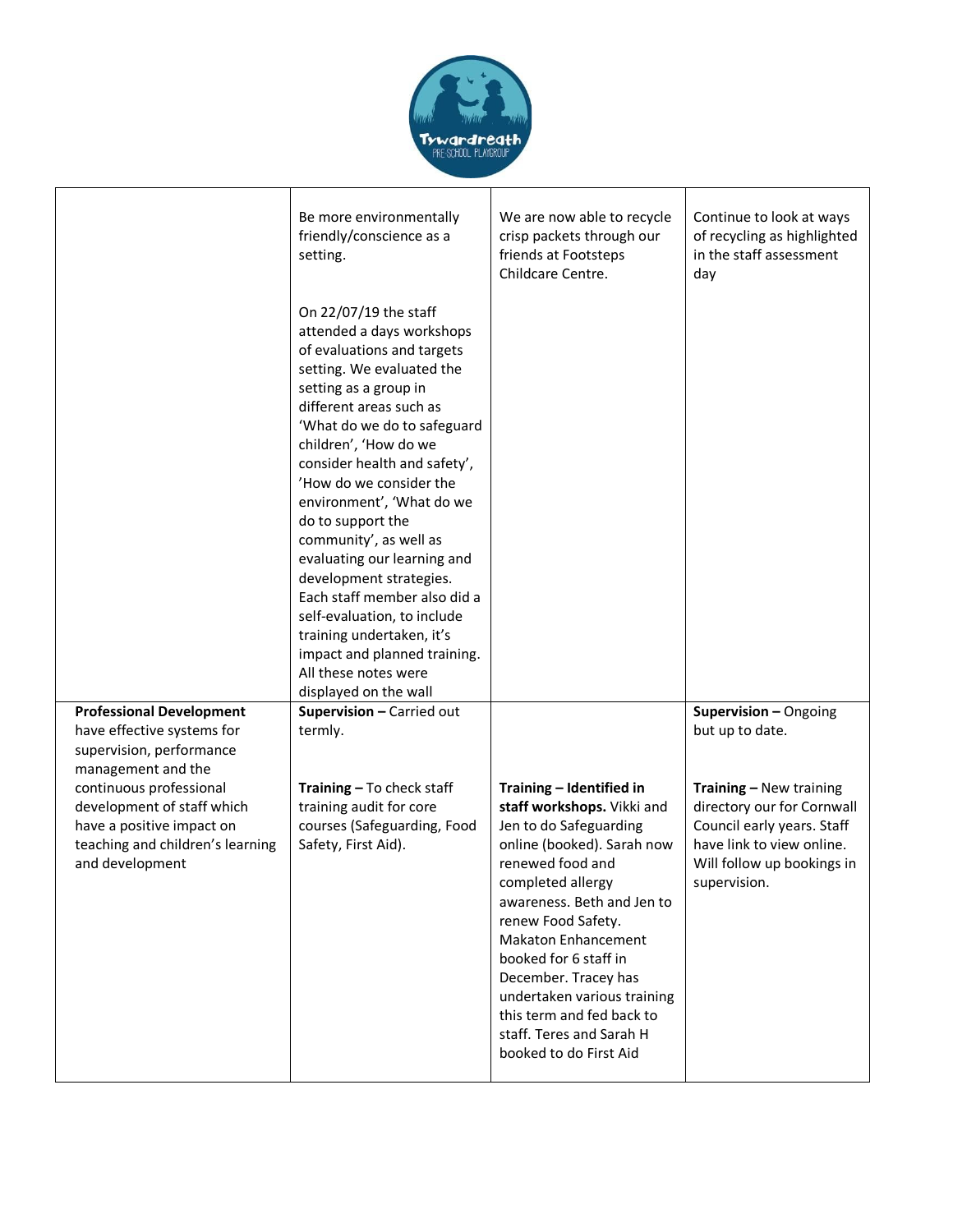| | | | |
|---|---|---|---|
| | Be more environmentally friendly/conscience as a setting.<br><br>On 22/07/19 the staff attended a days workshops of evaluations and targets setting. We evaluated the setting as a group in different areas such as 'What do we do to safeguard children', 'How do we consider health and safety', 'How do we consider the environment', 'What do we do to support the community', as well as evaluating our learning and development strategies. Each staff member also did a self-evaluation, to include training undertaken, it's impact and planned training. All these notes were displayed on the wall | We are now able to recycle crisp packets through our friends at Footsteps Childcare Centre. | Continue to look at ways of recycling as highlighted in the staff assessment day |
| **Professional Development** have effective systems for supervision, performance management and the continuous professional development of staff which have a positive impact on teaching and children's learning and development | **Supervision –** Carried out termly.<br><br>**Training –** To check staff training audit for core courses (Safeguarding, Food Safety, First Aid). | <br><br><br>**Training – Identified in staff workshops.** Vikki and Jen to do Safeguarding online (booked). Sarah now renewed food and completed allergy awareness. Beth and Jen to renew Food Safety. Makaton Enhancement booked for 6 staff in December. Tracey has undertaken various training this term and fed back to staff. Teres and Sarah H booked to do First Aid | **Supervision –** Ongoing but up to date.<br><br>**Training –** New training directory our for Cornwall Council early years. Staff have link to view online. Will follow up bookings in supervision. |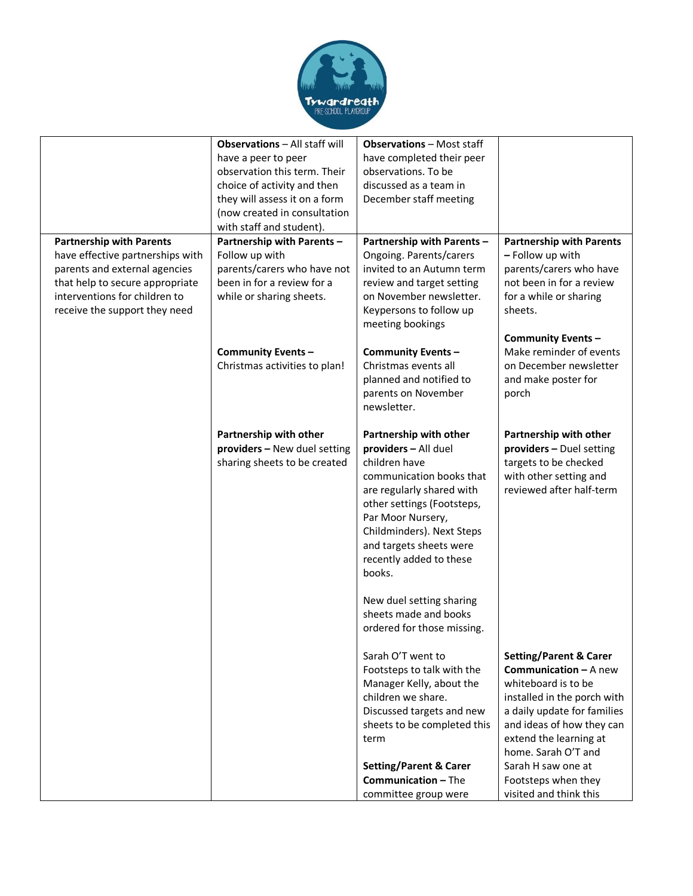| | | | |
|---|---|---|---|
| | **Observations** – All staff will have a peer to peer observation this term. Their choice of activity and then they will assess it on a form (now created in consultation with staff and student). | **Observations** – Most staff have completed their peer observations. To be discussed as a team in December staff meeting | |
| **Partnership with Parents** have effective partnerships with parents and external agencies that help to secure appropriate interventions for children to receive the support they need | **Partnership with Parents** – Follow up with parents/carers who have not been in for a review for a while or sharing sheets.<br><br>**Community Events** – Christmas activities to plan!<br><br>**Partnership with other providers** – New duel setting sharing sheets to be created | **Partnership with Parents** – Ongoing. Parents/carers invited to an Autumn term review and target setting on November newsletter. Keypersons to follow up meeting bookings<br><br>**Community Events** – Christmas events all planned and notified to parents on November newsletter.<br><br>**Partnership with other providers** – All duel children have communication books that are regularly shared with other settings (Footsteps, Par Moor Nursery, Childminders). Next Steps and targets sheets were recently added to these books.<br><br>New duel setting sharing sheets made and books ordered for those missing.<br><br>Sarah O'T went to Footsteps to talk with the Manager Kelly, about the children we share. Discussed targets and new sheets to be completed this term<br><br>**Setting/Parent & Carer Communication** – The committee group were | **Partnership with Parents** – Follow up with parents/carers who have not been in for a review for a while or sharing sheets.<br><br>**Community Events** – Make reminder of events on December newsletter and make poster for porch<br><br>**Partnership with other providers** – Duel setting targets to be checked with other setting and reviewed after half-term<br><br>**Setting/Parent & Carer Communication** – A new whiteboard is to be installed in the porch with a daily update for families and ideas of how they can extend the learning at home. Sarah O'T and Sarah H saw one at Footsteps when they visited and think this |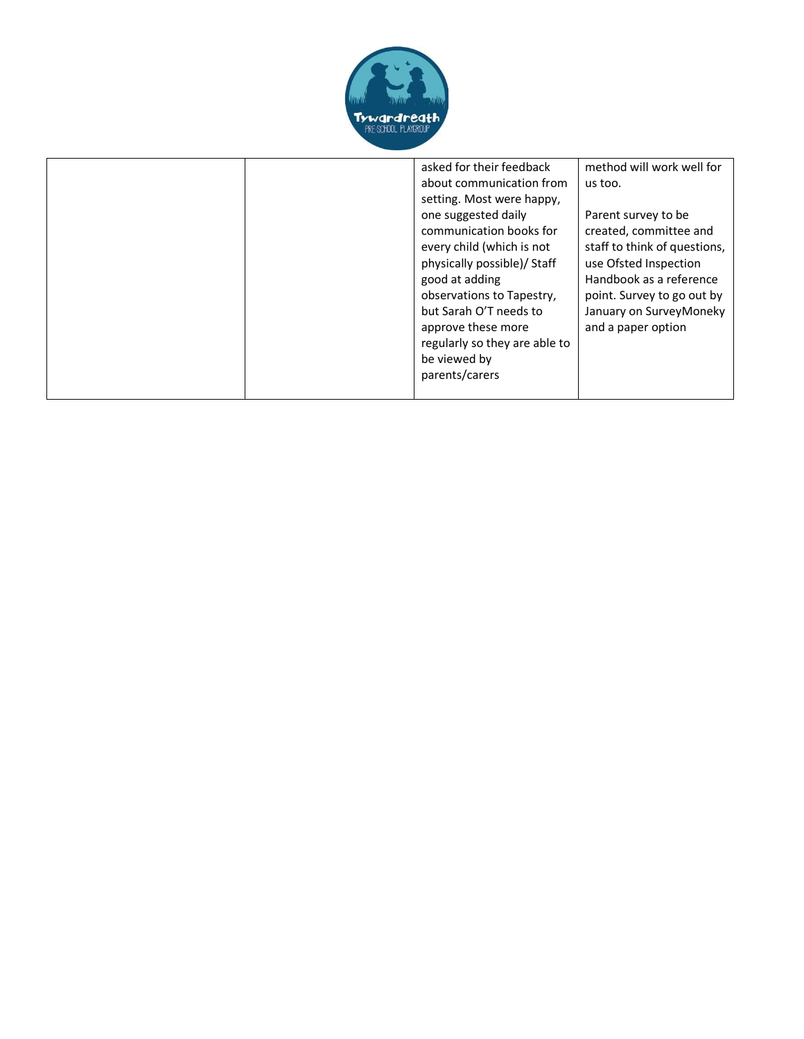| | | | |
|---|---|---|---|
| | | asked for their feedback about communication from setting. Most were happy, one suggested daily communication books for every child (which is not physically possible)/ Staff good at adding observations to Tapestry, but Sarah O'T needs to approve these more regularly so they are able to be viewed by parents/carers | method will work well for us too.<br><br>Parent survey to be created, committee and staff to think of questions, use Ofsted Inspection Handbook as a reference point. Survey to go out by January on SurveyMoneky and a paper option |